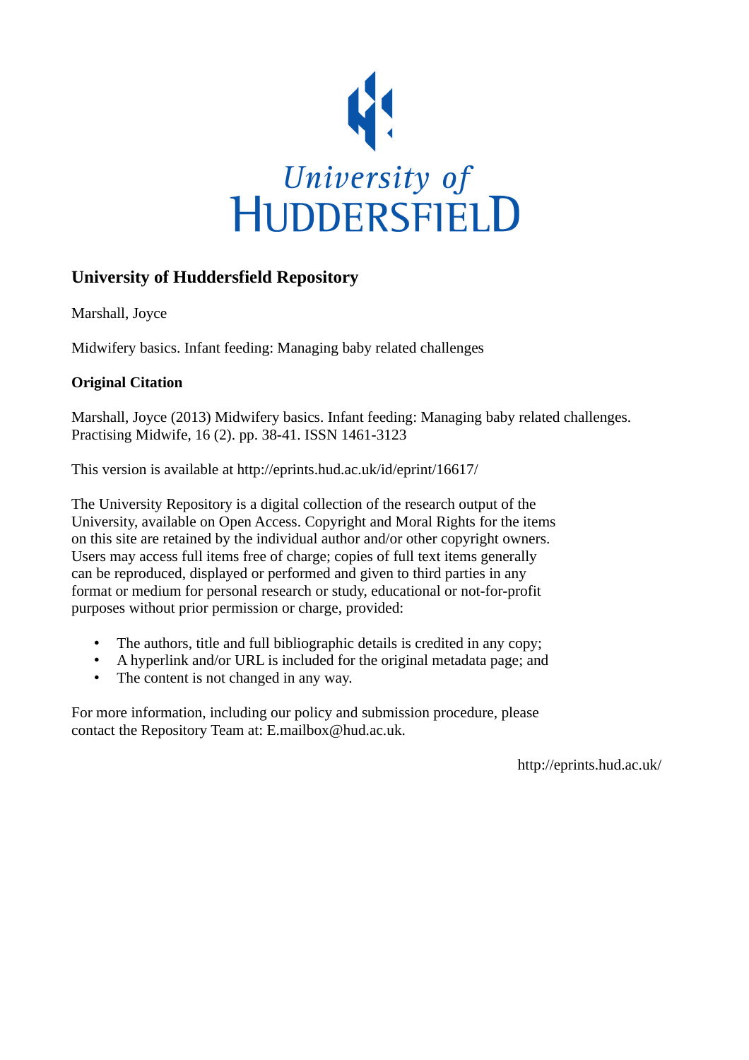University of
HUDDERSFIELD

## University of Huddersfield Repository

Marshall, Joyce

Midwifery basics. Infant feeding: Managing baby related challenges

### Original Citation

Marshall, Joyce (2013) Midwifery basics. Infant feeding: Managing baby related challenges. Practising Midwife, 16 (2). pp. 38-41. ISSN 1461-3123

This version is available at http://eprints.hud.ac.uk/id/eprint/16617/

The University Repository is a digital collection of the research output of the University, available on Open Access. Copyright and Moral Rights for the items on this site are retained by the individual author and/or other copyright owners. Users may access full items free of charge; copies of full text items generally can be reproduced, displayed or performed and given to third parties in any format or medium for personal research or study, educational or not-for-profit purposes without prior permission or charge, provided:

- The authors, title and full bibliographic details is credited in any copy;
- A hyperlink and/or URL is included for the original metadata page; and
- The content is not changed in any way.

For more information, including our policy and submission procedure, please contact the Repository Team at: E.mailbox@hud.ac.uk.

http://eprints.hud.ac.uk/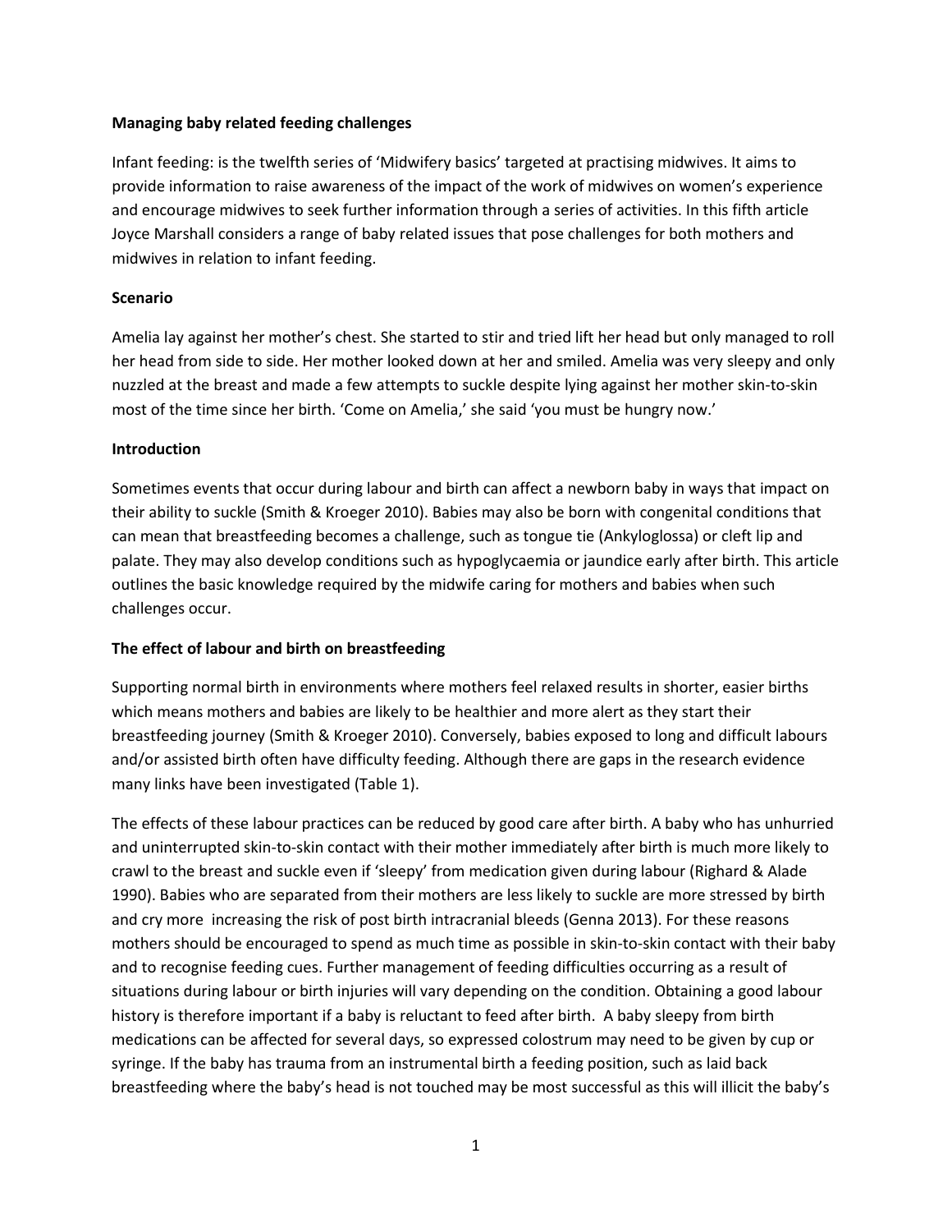**Managing baby related feeding challenges**

Infant feeding: is the twelfth series of 'Midwifery basics' targeted at practising midwives. It aims to provide information to raise awareness of the impact of the work of midwives on women's experience and encourage midwives to seek further information through a series of activities. In this fifth article Joyce Marshall considers a range of baby related issues that pose challenges for both mothers and midwives in relation to infant feeding.

**Scenario**

Amelia lay against her mother's chest. She started to stir and tried lift her head but only managed to roll her head from side to side. Her mother looked down at her and smiled. Amelia was very sleepy and only nuzzled at the breast and made a few attempts to suckle despite lying against her mother skin-to-skin most of the time since her birth. 'Come on Amelia,' she said 'you must be hungry now.'

**Introduction**

Sometimes events that occur during labour and birth can affect a newborn baby in ways that impact on their ability to suckle (Smith & Kroeger 2010). Babies may also be born with congenital conditions that can mean that breastfeeding becomes a challenge, such as tongue tie (Ankyloglossa) or cleft lip and palate. They may also develop conditions such as hypoglycaemia or jaundice early after birth. This article outlines the basic knowledge required by the midwife caring for mothers and babies when such challenges occur.

**The effect of labour and birth on breastfeeding**

Supporting normal birth in environments where mothers feel relaxed results in shorter, easier births which means mothers and babies are likely to be healthier and more alert as they start their breastfeeding journey (Smith & Kroeger 2010). Conversely, babies exposed to long and difficult labours and/or assisted birth often have difficulty feeding. Although there are gaps in the research evidence many links have been investigated (Table 1).

The effects of these labour practices can be reduced by good care after birth. A baby who has unhurried and uninterrupted skin-to-skin contact with their mother immediately after birth is much more likely to crawl to the breast and suckle even if 'sleepy' from medication given during labour (Righard & Alade 1990). Babies who are separated from their mothers are less likely to suckle are more stressed by birth and cry more increasing the risk of post birth intracranial bleeds (Genna 2013). For these reasons mothers should be encouraged to spend as much time as possible in skin-to-skin contact with their baby and to recognise feeding cues. Further management of feeding difficulties occurring as a result of situations during labour or birth injuries will vary depending on the condition. Obtaining a good labour history is therefore important if a baby is reluctant to feed after birth. A baby sleepy from birth medications can be affected for several days, so expressed colostrum may need to be given by cup or syringe. If the baby has trauma from an instrumental birth a feeding position, such as laid back breastfeeding where the baby's head is not touched may be most successful as this will illicit the baby's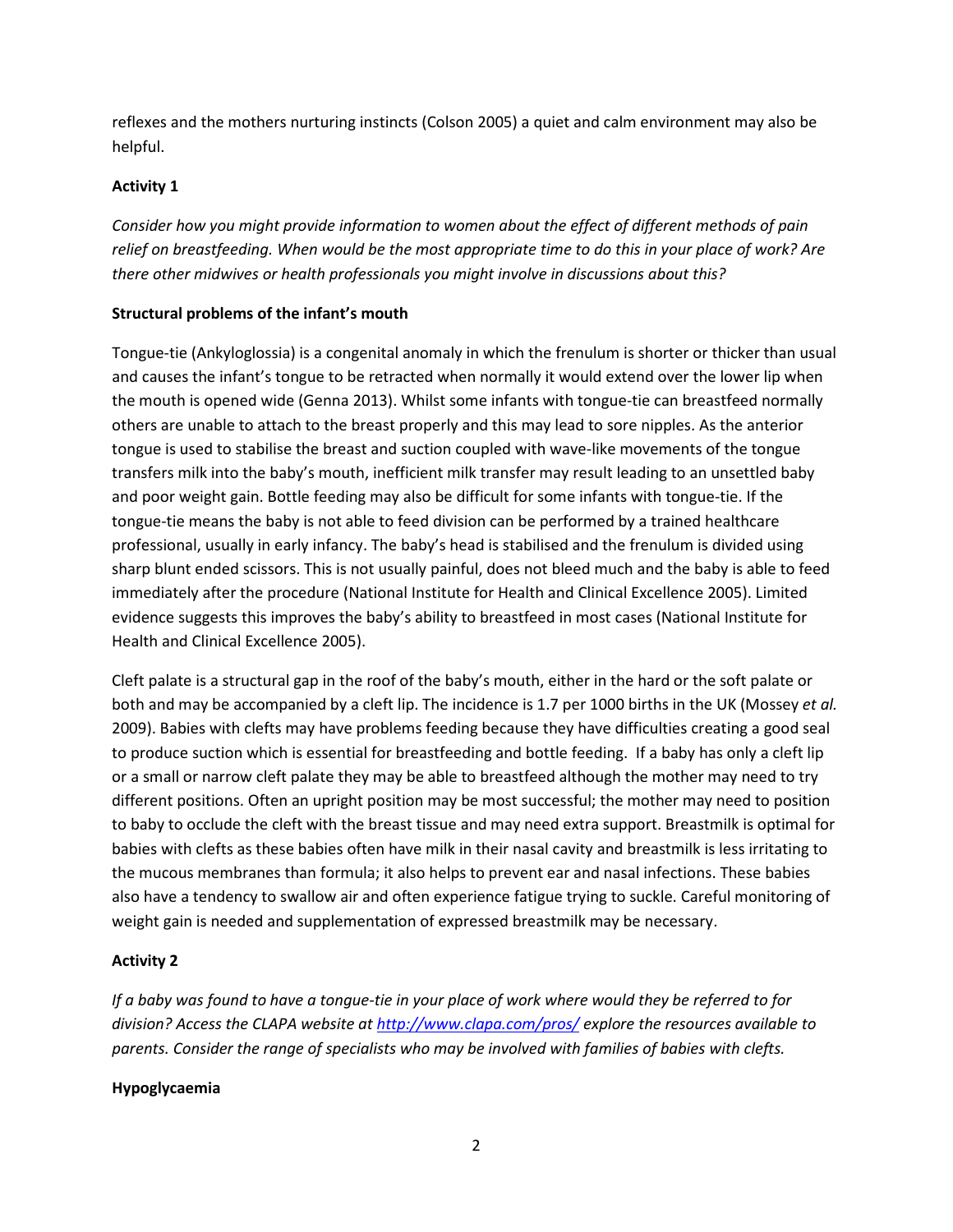reflexes and the mothers nurturing instincts (Colson 2005) a quiet and calm environment may also be helpful.

**Activity 1**

*Consider how you might provide information to women about the effect of different methods of pain relief on breastfeeding. When would be the most appropriate time to do this in your place of work? Are there other midwives or health professionals you might involve in discussions about this?*

**Structural problems of the infant's mouth**

Tongue-tie (Ankyloglossia) is a congenital anomaly in which the frenulum is shorter or thicker than usual and causes the infant's tongue to be retracted when normally it would extend over the lower lip when the mouth is opened wide (Genna 2013). Whilst some infants with tongue-tie can breastfeed normally others are unable to attach to the breast properly and this may lead to sore nipples. As the anterior tongue is used to stabilise the breast and suction coupled with wave-like movements of the tongue transfers milk into the baby's mouth, inefficient milk transfer may result leading to an unsettled baby and poor weight gain. Bottle feeding may also be difficult for some infants with tongue-tie. If the tongue-tie means the baby is not able to feed division can be performed by a trained healthcare professional, usually in early infancy. The baby's head is stabilised and the frenulum is divided using sharp blunt ended scissors. This is not usually painful, does not bleed much and the baby is able to feed immediately after the procedure (National Institute for Health and Clinical Excellence 2005). Limited evidence suggests this improves the baby's ability to breastfeed in most cases (National Institute for Health and Clinical Excellence 2005).

Cleft palate is a structural gap in the roof of the baby's mouth, either in the hard or the soft palate or both and may be accompanied by a cleft lip. The incidence is 1.7 per 1000 births in the UK (Mossey *et al.* 2009). Babies with clefts may have problems feeding because they have difficulties creating a good seal to produce suction which is essential for breastfeeding and bottle feeding. If a baby has only a cleft lip or a small or narrow cleft palate they may be able to breastfeed although the mother may need to try different positions. Often an upright position may be most successful; the mother may need to position to baby to occlude the cleft with the breast tissue and may need extra support. Breastmilk is optimal for babies with clefts as these babies often have milk in their nasal cavity and breastmilk is less irritating to the mucous membranes than formula; it also helps to prevent ear and nasal infections. These babies also have a tendency to swallow air and often experience fatigue trying to suckle. Careful monitoring of weight gain is needed and supplementation of expressed breastmilk may be necessary.

**Activity 2**

*If a baby was found to have a tongue-tie in your place of work where would they be referred to for division? Access the CLAPA website at [http://www.clapa.com/pros/](http://www.clapa.com/pros/) explore the resources available to parents. Consider the range of specialists who may be involved with families of babies with clefts.*

**Hypoglycaemia**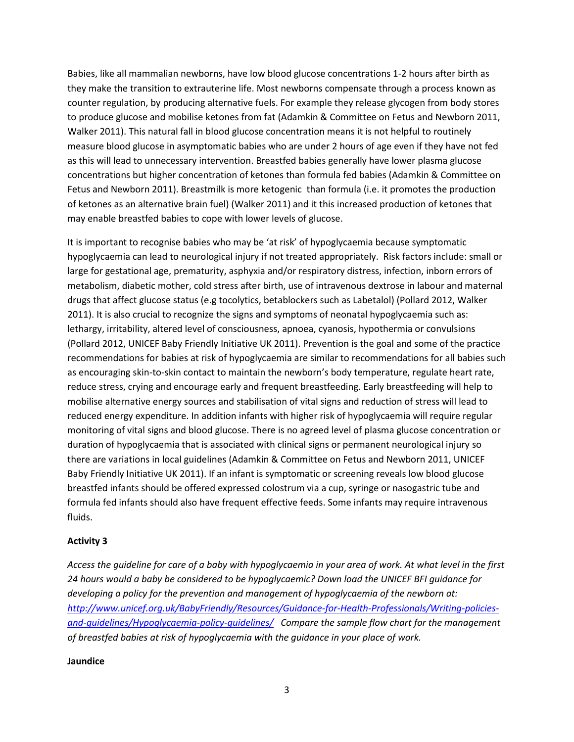Babies, like all mammalian newborns, have low blood glucose concentrations 1-2 hours after birth as they make the transition to extrauterine life. Most newborns compensate through a process known as counter regulation, by producing alternative fuels. For example they release glycogen from body stores to produce glucose and mobilise ketones from fat (Adamkin & Committee on Fetus and Newborn 2011, Walker 2011). This natural fall in blood glucose concentration means it is not helpful to routinely measure blood glucose in asymptomatic babies who are under 2 hours of age even if they have not fed as this will lead to unnecessary intervention. Breastfed babies generally have lower plasma glucose concentrations but higher concentration of ketones than formula fed babies (Adamkin & Committee on Fetus and Newborn 2011). Breastmilk is more ketogenic than formula (i.e. it promotes the production of ketones as an alternative brain fuel) (Walker 2011) and it this increased production of ketones that may enable breastfed babies to cope with lower levels of glucose.

It is important to recognise babies who may be 'at risk' of hypoglycaemia because symptomatic hypoglycaemia can lead to neurological injury if not treated appropriately. Risk factors include: small or large for gestational age, prematurity, asphyxia and/or respiratory distress, infection, inborn errors of metabolism, diabetic mother, cold stress after birth, use of intravenous dextrose in labour and maternal drugs that affect glucose status (e.g tocolytics, betablockers such as Labetalol) (Pollard 2012, Walker 2011). It is also crucial to recognize the signs and symptoms of neonatal hypoglycaemia such as: lethargy, irritability, altered level of consciousness, apnoea, cyanosis, hypothermia or convulsions (Pollard 2012, UNICEF Baby Friendly Initiative UK 2011). Prevention is the goal and some of the practice recommendations for babies at risk of hypoglycaemia are similar to recommendations for all babies such as encouraging skin-to-skin contact to maintain the newborn's body temperature, regulate heart rate, reduce stress, crying and encourage early and frequent breastfeeding. Early breastfeeding will help to mobilise alternative energy sources and stabilisation of vital signs and reduction of stress will lead to reduced energy expenditure. In addition infants with higher risk of hypoglycaemia will require regular monitoring of vital signs and blood glucose. There is no agreed level of plasma glucose concentration or duration of hypoglycaemia that is associated with clinical signs or permanent neurological injury so there are variations in local guidelines (Adamkin & Committee on Fetus and Newborn 2011, UNICEF Baby Friendly Initiative UK 2011). If an infant is symptomatic or screening reveals low blood glucose breastfed infants should be offered expressed colostrum via a cup, syringe or nasogastric tube and formula fed infants should also have frequent effective feeds. Some infants may require intravenous fluids.

**Activity 3**

*Access the guideline for care of a baby with hypoglycaemia in your area of work. At what level in the first 24 hours would a baby be considered to be hypoglycaemic? Down load the UNICEF BFI guidance for developing a policy for the prevention and management of hypoglycaemia of the newborn at: [http://www.unicef.org.uk/BabyFriendly/Resources/Guidance-for-Health-Professionals/Writing-policies-and-guidelines/Hypoglycaemia-policy-guidelines/](http://www.unicef.org.uk/BabyFriendly/Resources/Guidance-for-Health-Professionals/Writing-policies-and-guidelines/Hypoglycaemia-policy-guidelines/) Compare the sample flow chart for the management of breastfed babies at risk of hypoglycaemia with the guidance in your place of work.*

**Jaundice**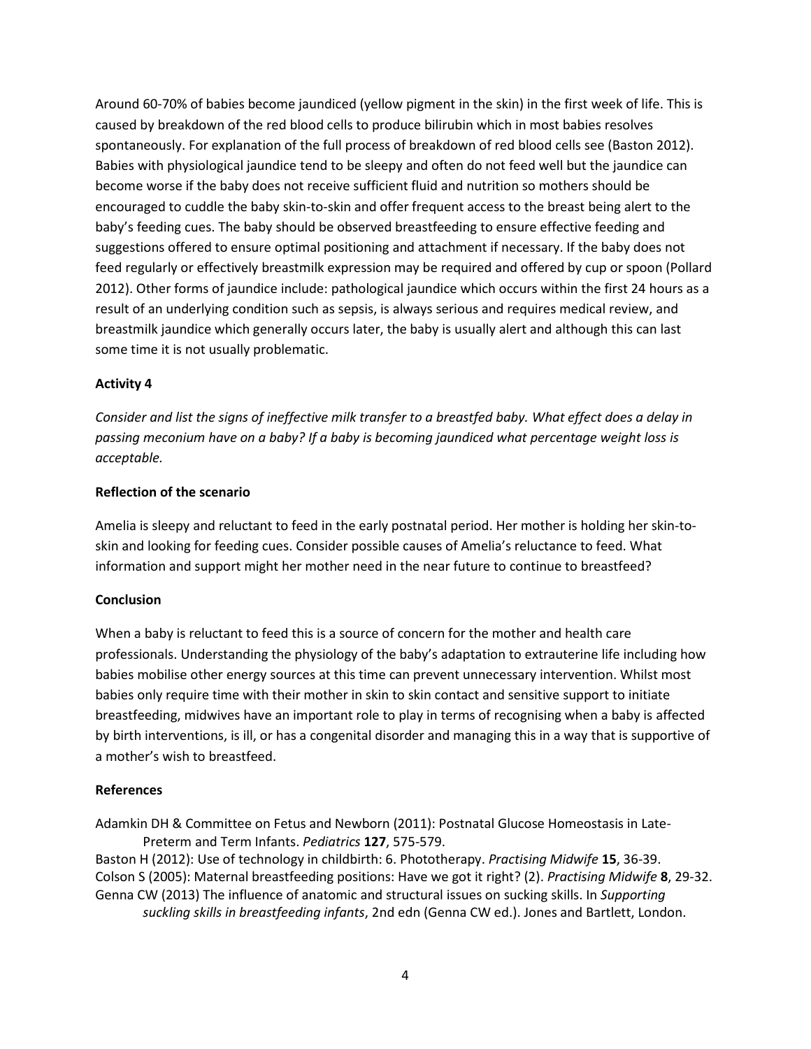Around 60-70% of babies become jaundiced (yellow pigment in the skin) in the first week of life. This is caused by breakdown of the red blood cells to produce bilirubin which in most babies resolves spontaneously. For explanation of the full process of breakdown of red blood cells see (Baston 2012). Babies with physiological jaundice tend to be sleepy and often do not feed well but the jaundice can become worse if the baby does not receive sufficient fluid and nutrition so mothers should be encouraged to cuddle the baby skin-to-skin and offer frequent access to the breast being alert to the baby's feeding cues. The baby should be observed breastfeeding to ensure effective feeding and suggestions offered to ensure optimal positioning and attachment if necessary. If the baby does not feed regularly or effectively breastmilk expression may be required and offered by cup or spoon (Pollard 2012). Other forms of jaundice include: pathological jaundice which occurs within the first 24 hours as a result of an underlying condition such as sepsis, is always serious and requires medical review, and breastmilk jaundice which generally occurs later, the baby is usually alert and although this can last some time it is not usually problematic.

**Activity 4**

*Consider and list the signs of ineffective milk transfer to a breastfed baby. What effect does a delay in passing meconium have on a baby? If a baby is becoming jaundiced what percentage weight loss is acceptable.*

**Reflection of the scenario**

Amelia is sleepy and reluctant to feed in the early postnatal period. Her mother is holding her skin-to-skin and looking for feeding cues. Consider possible causes of Amelia's reluctance to feed. What information and support might her mother need in the near future to continue to breastfeed?

**Conclusion**

When a baby is reluctant to feed this is a source of concern for the mother and health care professionals. Understanding the physiology of the baby's adaptation to extrauterine life including how babies mobilise other energy sources at this time can prevent unnecessary intervention. Whilst most babies only require time with their mother in skin to skin contact and sensitive support to initiate breastfeeding, midwives have an important role to play in terms of recognising when a baby is affected by birth interventions, is ill, or has a congenital disorder and managing this in a way that is supportive of a mother's wish to breastfeed.

**References**

Adamkin DH & Committee on Fetus and Newborn (2011): Postnatal Glucose Homeostasis in Late-Preterm and Term Infants. *Pediatrics* **127**, 575-579.

Baston H (2012): Use of technology in childbirth: 6. Phototherapy. *Practising Midwife* **15**, 36-39.

Colson S (2005): Maternal breastfeeding positions: Have we got it right? (2). *Practising Midwife* **8**, 29-32.

Genna CW (2013) The influence of anatomic and structural issues on sucking skills. In *Supporting suckling skills in breastfeeding infants*, 2nd edn (Genna CW ed.). Jones and Bartlett, London.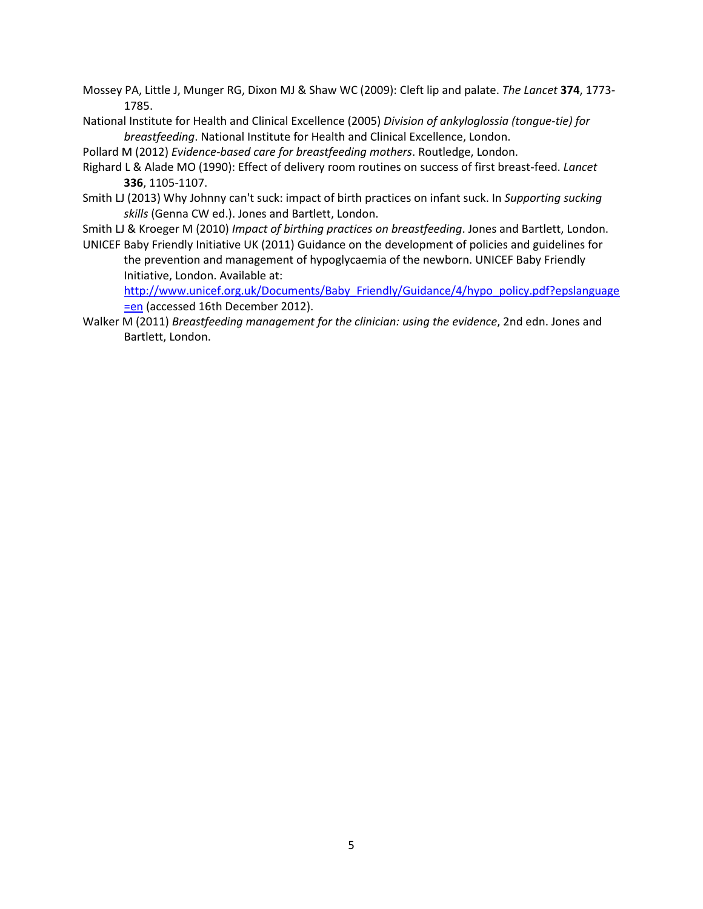Mossey PA, Little J, Munger RG, Dixon MJ & Shaw WC (2009): Cleft lip and palate. *The Lancet* **374**, 1773-1785.

National Institute for Health and Clinical Excellence (2005) *Division of ankyloglossia (tongue-tie) for breastfeeding*. National Institute for Health and Clinical Excellence, London.

Pollard M (2012) *Evidence-based care for breastfeeding mothers*. Routledge, London.

Righard L & Alade MO (1990): Effect of delivery room routines on success of first breast-feed. *Lancet* **336**, 1105-1107.

Smith LJ (2013) Why Johnny can't suck: impact of birth practices on infant suck. In *Supporting sucking skills* (Genna CW ed.). Jones and Bartlett, London.

Smith LJ & Kroeger M (2010) *Impact of birthing practices on breastfeeding*. Jones and Bartlett, London.

UNICEF Baby Friendly Initiative UK (2011) Guidance on the development of policies and guidelines for the prevention and management of hypoglycaemia of the newborn. UNICEF Baby Friendly Initiative, London. Available at: http://www.unicef.org.uk/Documents/Baby_Friendly/Guidance/4/hypo_policy.pdf?epslanguage=en (accessed 16th December 2012).

Walker M (2011) *Breastfeeding management for the clinician: using the evidence*, 2nd edn. Jones and Bartlett, London.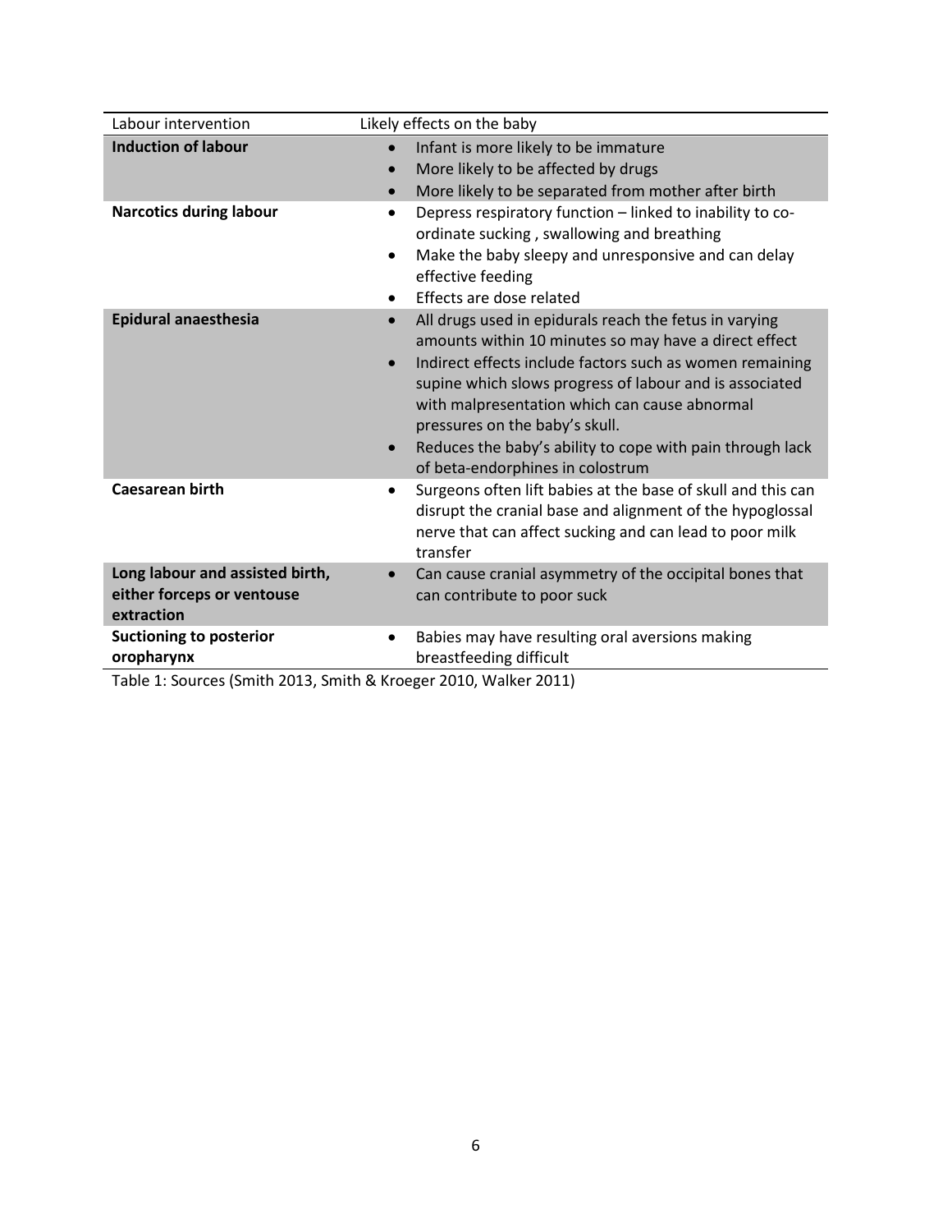| Labour intervention | Likely effects on the baby |
|---|---|
| **Induction of labour** | • Infant is more likely to be immature<br>• More likely to be affected by drugs<br>• More likely to be separated from mother after birth |
| **Narcotics during labour** | • Depress respiratory function – linked to inability to co-ordinate sucking , swallowing and breathing<br>• Make the baby sleepy and unresponsive and can delay effective feeding<br>• Effects are dose related |
| **Epidural anaesthesia** | • All drugs used in epidurals reach the fetus in varying amounts within 10 minutes so may have a direct effect<br>• Indirect effects include factors such as women remaining supine which slows progress of labour and is associated with malpresentation which can cause abnormal pressures on the baby's skull.<br>• Reduces the baby's ability to cope with pain through lack of beta-endorphines in colostrum |
| **Caesarean birth** | • Surgeons often lift babies at the base of skull and this can disrupt the cranial base and alignment of the hypoglossal nerve that can affect sucking and can lead to poor milk transfer |
| **Long labour and assisted birth, either forceps or ventouse extraction** | • Can cause cranial asymmetry of the occipital bones that can contribute to poor suck |
| **Suctioning to posterior oropharynx** | • Babies may have resulting oral aversions making breastfeeding difficult |

Table 1: Sources (Smith 2013, Smith & Kroeger 2010, Walker 2011)